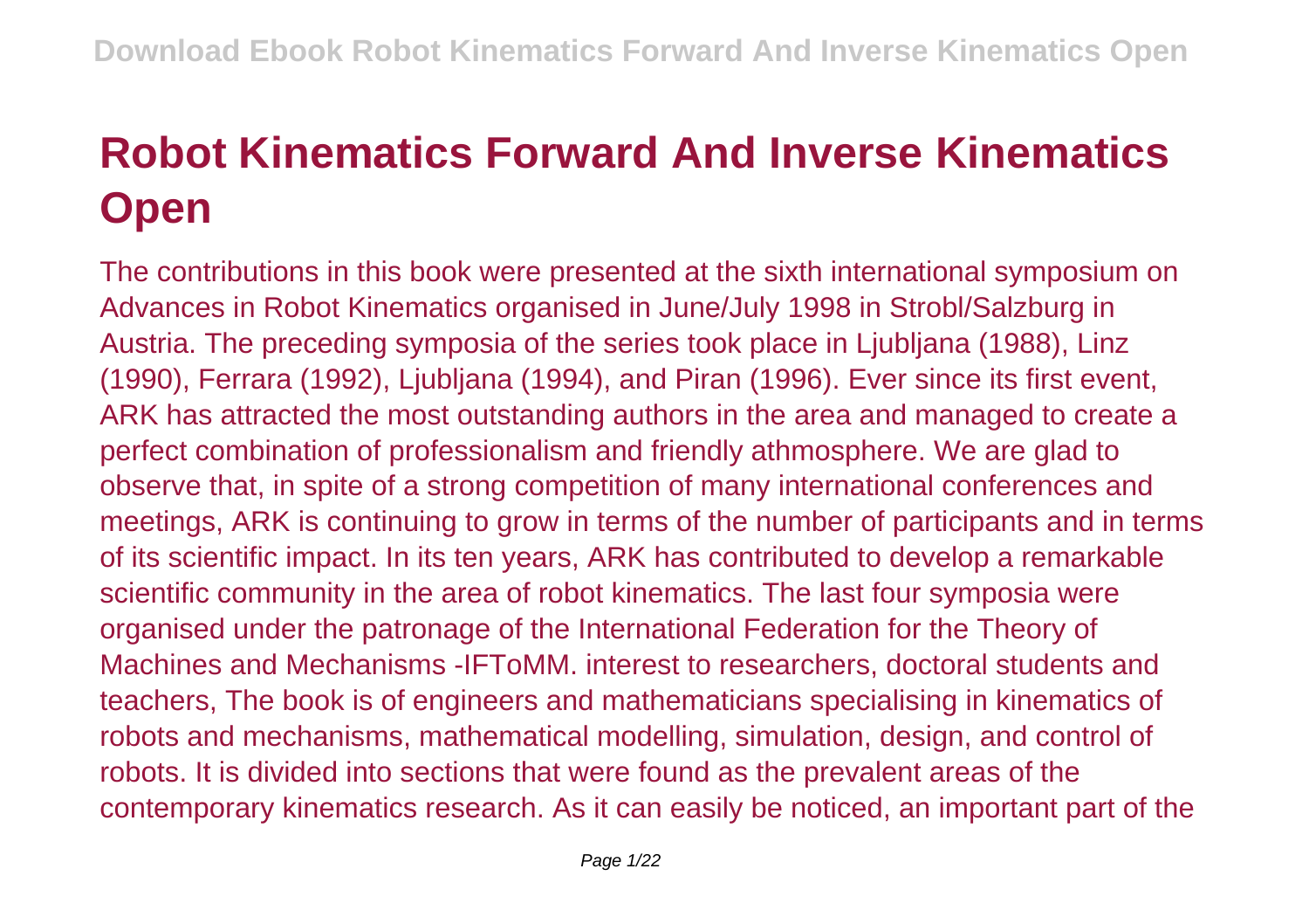# Robot Kinematics Forward And Inverse Kinematics Open

The contributions in this book were presented at the sixth international symposium on Advances in Robot Kinematics organised in June/July 1998 in Strobl/Salzburg in Austria. The preceding symposia of the series took place in Ljubljana (1988), Linz (1990), Ferrara (1992), Ljubljana (1994), and Piran (1996). Ever since its first event, ARK has attracted the most outstanding authors in the area and managed to create a perfect combination of professionalism and friendly athmosphere. We are glad to observe that, in spite of a strong competition of many international conferences and meetings, ARK is continuing to grow in terms of the number of participants and in terms of its scientific impact. In its ten years, ARK has contributed to develop a remarkable scientific community in the area of robot kinematics. The last four symposia were organised under the patronage of the International Federation for the Theory of Machines and Mechanisms -IFToMM. interest to researchers, doctoral students and teachers, The book is of engineers and mathematicians specialising in kinematics of robots and mechanisms, mathematical modelling, simulation, design, and control of robots. It is divided into sections that were found as the prevalent areas of the contemporary kinematics research. As it can easily be noticed, an important part of the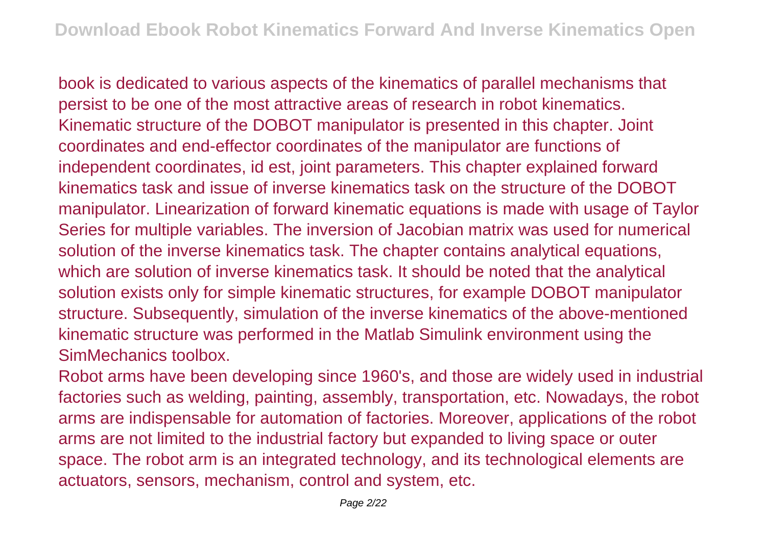book is dedicated to various aspects of the kinematics of parallel mechanisms that persist to be one of the most attractive areas of research in robot kinematics. Kinematic structure of the DOBOT manipulator is presented in this chapter. Joint coordinates and end-effector coordinates of the manipulator are functions of independent coordinates, id est, joint parameters. This chapter explained forward kinematics task and issue of inverse kinematics task on the structure of the DOBOT manipulator. Linearization of forward kinematic equations is made with usage of Taylor Series for multiple variables. The inversion of Jacobian matrix was used for numerical solution of the inverse kinematics task. The chapter contains analytical equations, which are solution of inverse kinematics task. It should be noted that the analytical solution exists only for simple kinematic structures, for example DOBOT manipulator structure. Subsequently, simulation of the inverse kinematics of the above-mentioned kinematic structure was performed in the Matlab Simulink environment using the SimMechanics toolbox.

Robot arms have been developing since 1960's, and those are widely used in industrial factories such as welding, painting, assembly, transportation, etc. Nowadays, the robot arms are indispensable for automation of factories. Moreover, applications of the robot arms are not limited to the industrial factory but expanded to living space or outer space. The robot arm is an integrated technology, and its technological elements are actuators, sensors, mechanism, control and system, etc.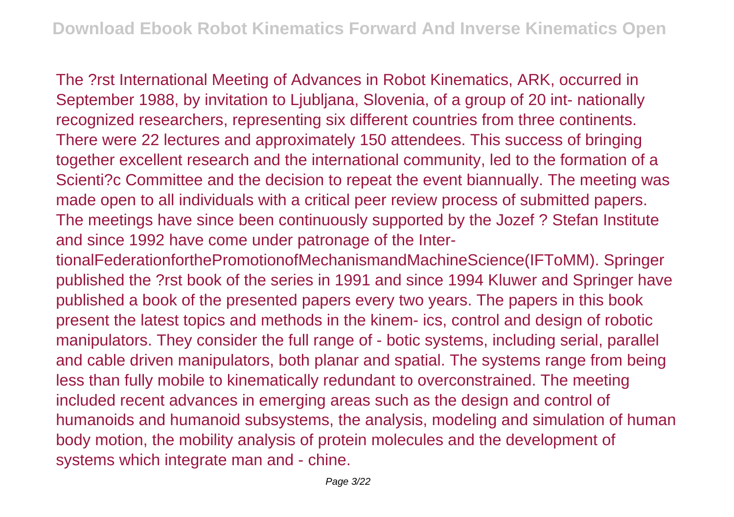The ?rst International Meeting of Advances in Robot Kinematics, ARK, occurred in September 1988, by invitation to Ljubljana, Slovenia, of a group of 20 int- nationally recognized researchers, representing six different countries from three continents. There were 22 lectures and approximately 150 attendees. This success of bringing together excellent research and the international community, led to the formation of a Scienti?c Committee and the decision to repeat the event biannually. The meeting was made open to all individuals with a critical peer review process of submitted papers. The meetings have since been continuously supported by the Jozef ? Stefan Institute and since 1992 have come under patronage of the Inter-tionalFederationforthePromotionofMechanismandMachineScience(IFToMM). Springer published the ?rst book of the series in 1991 and since 1994 Kluwer and Springer have published a book of the presented papers every two years. The papers in this book present the latest topics and methods in the kinem- ics, control and design of robotic manipulators. They consider the full range of - botic systems, including serial, parallel and cable driven manipulators, both planar and spatial. The systems range from being less than fully mobile to kinematically redundant to overconstrained. The meeting included recent advances in emerging areas such as the design and control of humanoids and humanoid subsystems, the analysis, modeling and simulation of human body motion, the mobility analysis of protein molecules and the development of systems which integrate man and - chine.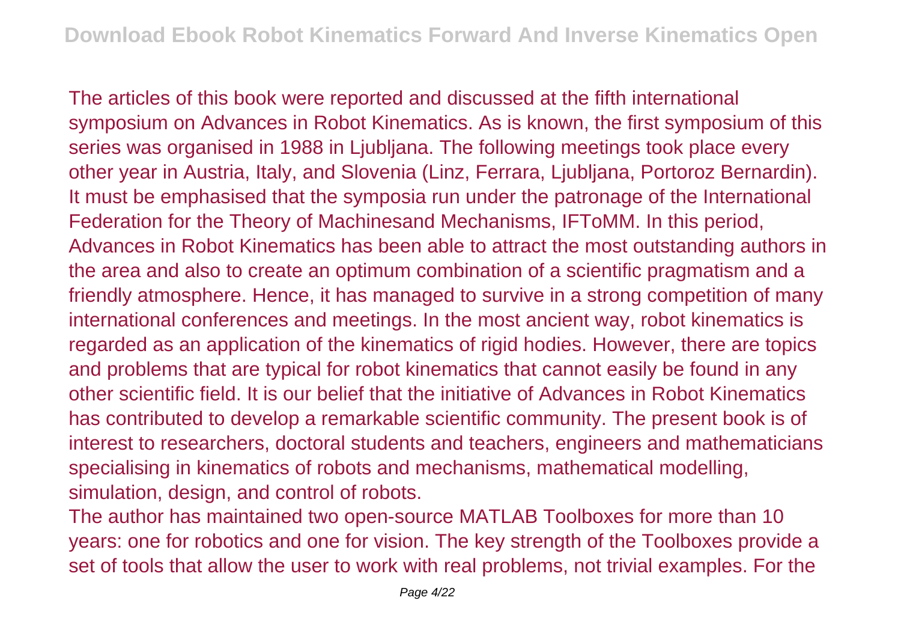The articles of this book were reported and discussed at the fifth international symposium on Advances in Robot Kinematics. As is known, the first symposium of this series was organised in 1988 in Ljubljana. The following meetings took place every other year in Austria, Italy, and Slovenia (Linz, Ferrara, Ljubljana, Portoroz Bernardin). It must be emphasised that the symposia run under the patronage of the International Federation for the Theory of Machinesand Mechanisms, IFToMM. In this period, Advances in Robot Kinematics has been able to attract the most outstanding authors in the area and also to create an optimum combination of a scientific pragmatism and a friendly atmosphere. Hence, it has managed to survive in a strong competition of many international conferences and meetings. In the most ancient way, robot kinematics is regarded as an application of the kinematics of rigid hodies. However, there are topics and problems that are typical for robot kinematics that cannot easily be found in any other scientific field. It is our belief that the initiative of Advances in Robot Kinematics has contributed to develop a remarkable scientific community. The present book is of interest to researchers, doctoral students and teachers, engineers and mathematicians specialising in kinematics of robots and mechanisms, mathematical modelling, simulation, design, and control of robots.

The author has maintained two open-source MATLAB Toolboxes for more than 10 years: one for robotics and one for vision. The key strength of the Toolboxes provide a set of tools that allow the user to work with real problems, not trivial examples. For the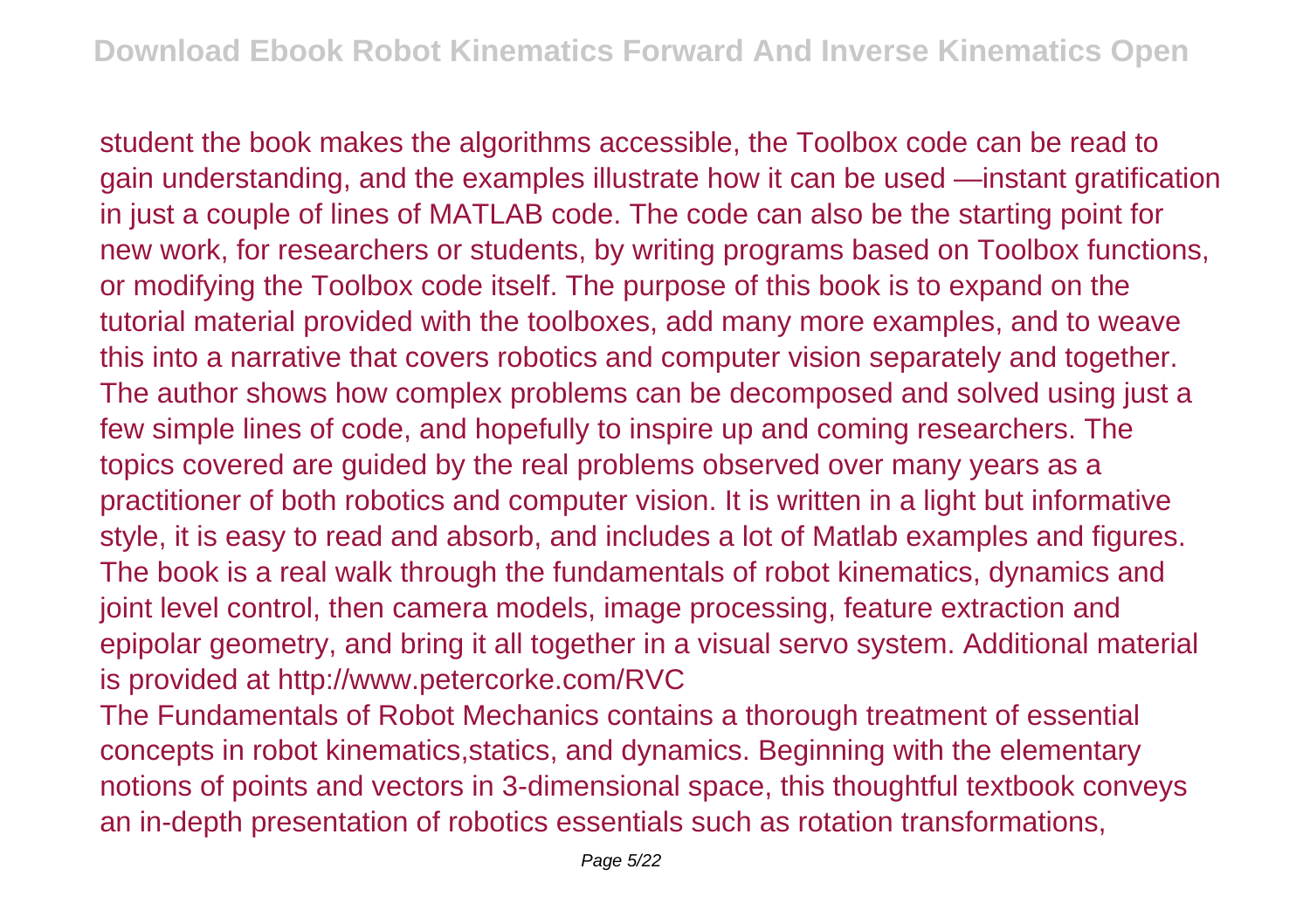student the book makes the algorithms accessible, the Toolbox code can be read to gain understanding, and the examples illustrate how it can be used —instant gratification in just a couple of lines of MATLAB code. The code can also be the starting point for new work, for researchers or students, by writing programs based on Toolbox functions, or modifying the Toolbox code itself. The purpose of this book is to expand on the tutorial material provided with the toolboxes, add many more examples, and to weave this into a narrative that covers robotics and computer vision separately and together. The author shows how complex problems can be decomposed and solved using just a few simple lines of code, and hopefully to inspire up and coming researchers. The topics covered are guided by the real problems observed over many years as a practitioner of both robotics and computer vision. It is written in a light but informative style, it is easy to read and absorb, and includes a lot of Matlab examples and figures. The book is a real walk through the fundamentals of robot kinematics, dynamics and joint level control, then camera models, image processing, feature extraction and epipolar geometry, and bring it all together in a visual servo system. Additional material is provided at http://www.petercorke.com/RVC

The Fundamentals of Robot Mechanics contains a thorough treatment of essential concepts in robot kinematics,statics, and dynamics. Beginning with the elementary notions of points and vectors in 3-dimensional space, this thoughtful textbook conveys an in-depth presentation of robotics essentials such as rotation transformations,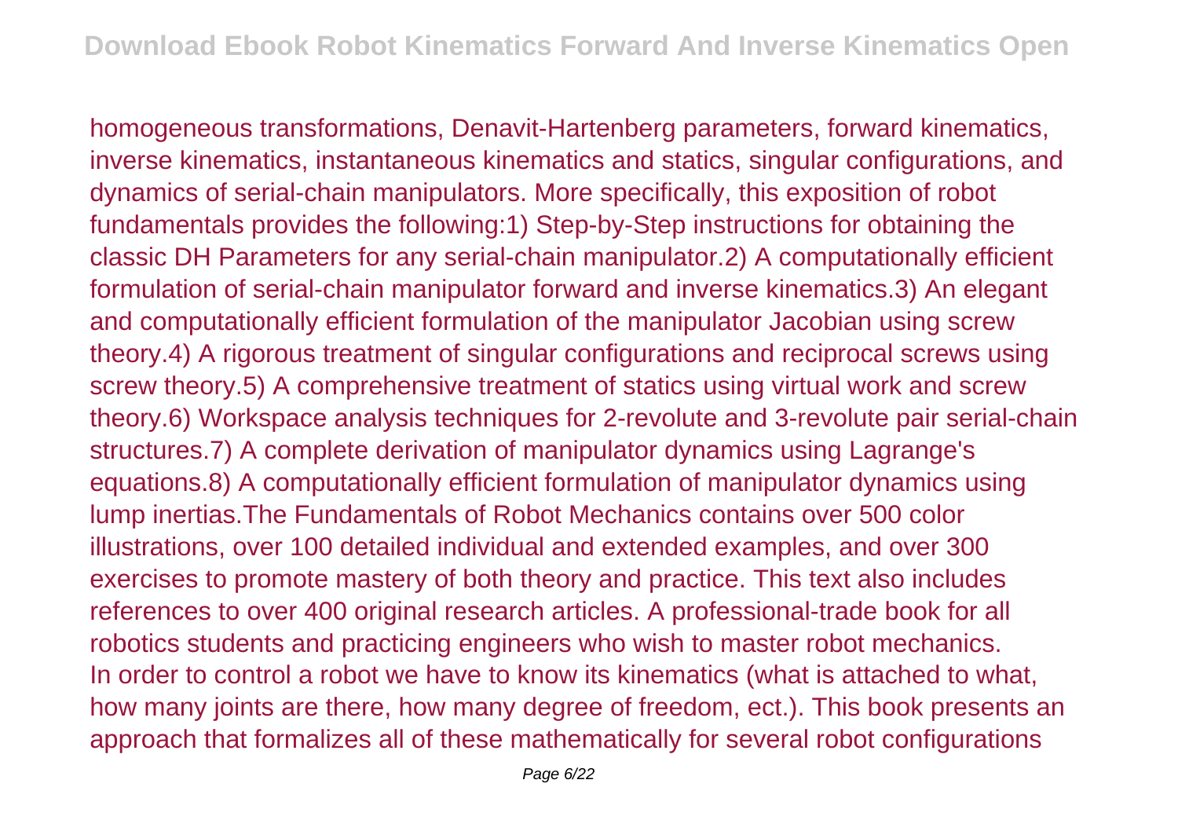homogeneous transformations, Denavit-Hartenberg parameters, forward kinematics, inverse kinematics, instantaneous kinematics and statics, singular configurations, and dynamics of serial-chain manipulators. More specifically, this exposition of robot fundamentals provides the following:1) Step-by-Step instructions for obtaining the classic DH Parameters for any serial-chain manipulator.2) A computationally efficient formulation of serial-chain manipulator forward and inverse kinematics.3) An elegant and computationally efficient formulation of the manipulator Jacobian using screw theory.4) A rigorous treatment of singular configurations and reciprocal screws using screw theory.5) A comprehensive treatment of statics using virtual work and screw theory.6) Workspace analysis techniques for 2-revolute and 3-revolute pair serial-chain structures.7) A complete derivation of manipulator dynamics using Lagrange's equations.8) A computationally efficient formulation of manipulator dynamics using lump inertias.The Fundamentals of Robot Mechanics contains over 500 color illustrations, over 100 detailed individual and extended examples, and over 300 exercises to promote mastery of both theory and practice. This text also includes references to over 400 original research articles. A professional-trade book for all robotics students and practicing engineers who wish to master robot mechanics.
In order to control a robot we have to know its kinematics (what is attached to what, how many joints are there, how many degree of freedom, ect.). This book presents an approach that formalizes all of these mathematically for several robot configurations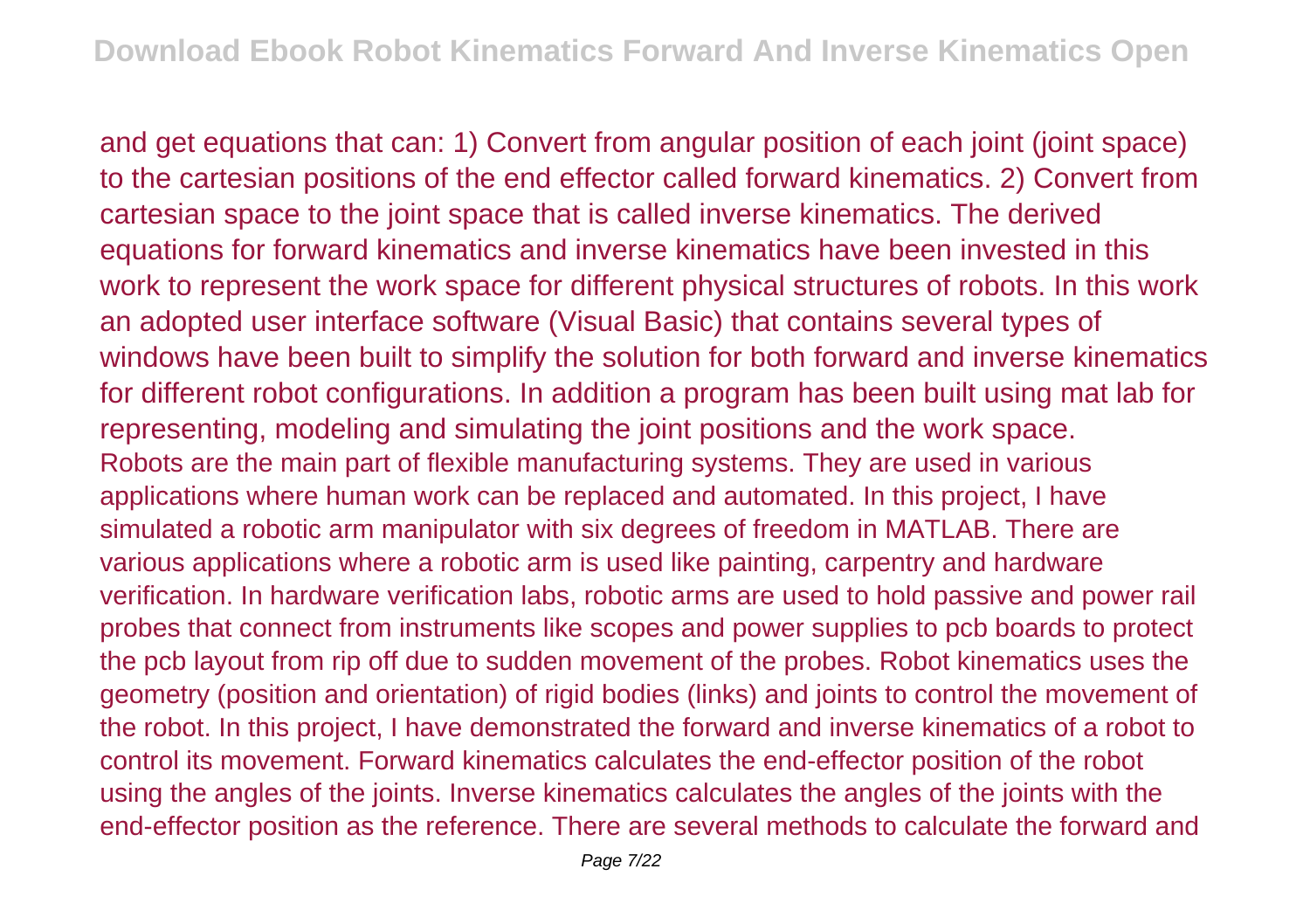and get equations that can: 1) Convert from angular position of each joint (joint space) to the cartesian positions of the end effector called forward kinematics. 2) Convert from cartesian space to the joint space that is called inverse kinematics. The derived equations for forward kinematics and inverse kinematics have been invested in this work to represent the work space for different physical structures of robots. In this work an adopted user interface software (Visual Basic) that contains several types of windows have been built to simplify the solution for both forward and inverse kinematics for different robot configurations. In addition a program has been built using mat lab for representing, modeling and simulating the joint positions and the work space.

Robots are the main part of flexible manufacturing systems. They are used in various applications where human work can be replaced and automated. In this project, I have simulated a robotic arm manipulator with six degrees of freedom in MATLAB. There are various applications where a robotic arm is used like painting, carpentry and hardware verification. In hardware verification labs, robotic arms are used to hold passive and power rail probes that connect from instruments like scopes and power supplies to pcb boards to protect the pcb layout from rip off due to sudden movement of the probes. Robot kinematics uses the geometry (position and orientation) of rigid bodies (links) and joints to control the movement of the robot. In this project, I have demonstrated the forward and inverse kinematics of a robot to control its movement. Forward kinematics calculates the end-effector position of the robot using the angles of the joints. Inverse kinematics calculates the angles of the joints with the end-effector position as the reference. There are several methods to calculate the forward and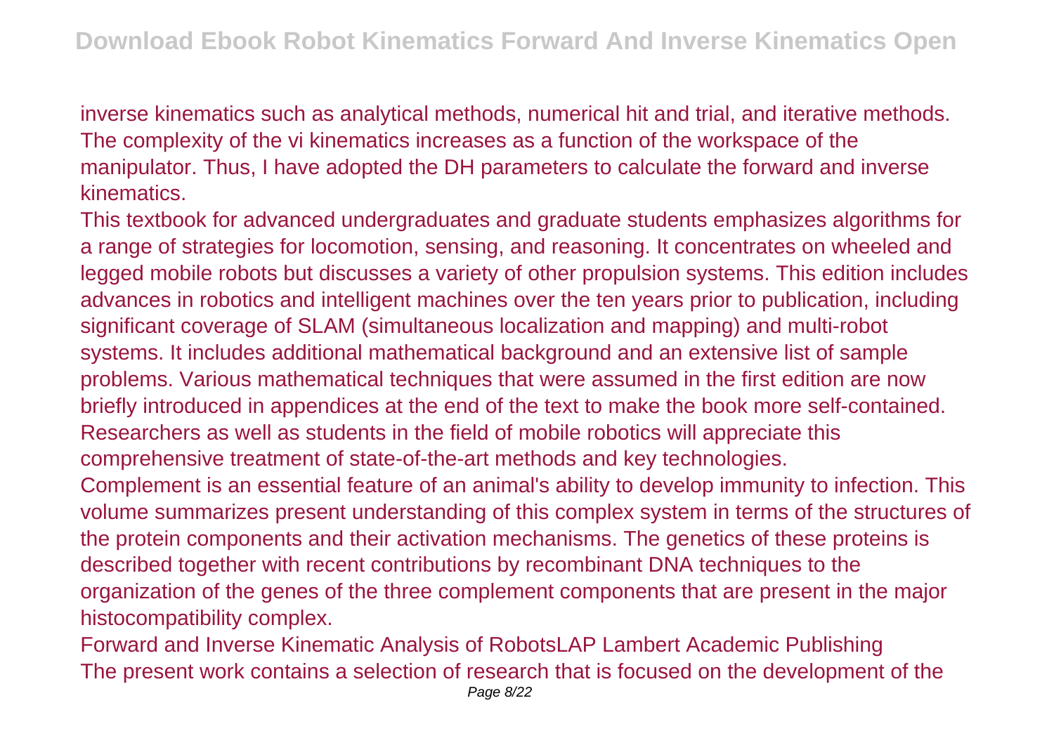inverse kinematics such as analytical methods, numerical hit and trial, and iterative methods. The complexity of the vi kinematics increases as a function of the workspace of the manipulator. Thus, I have adopted the DH parameters to calculate the forward and inverse kinematics.

This textbook for advanced undergraduates and graduate students emphasizes algorithms for a range of strategies for locomotion, sensing, and reasoning. It concentrates on wheeled and legged mobile robots but discusses a variety of other propulsion systems. This edition includes advances in robotics and intelligent machines over the ten years prior to publication, including significant coverage of SLAM (simultaneous localization and mapping) and multi-robot systems. It includes additional mathematical background and an extensive list of sample problems. Various mathematical techniques that were assumed in the first edition are now briefly introduced in appendices at the end of the text to make the book more self-contained. Researchers as well as students in the field of mobile robotics will appreciate this comprehensive treatment of state-of-the-art methods and key technologies.

Complement is an essential feature of an animal's ability to develop immunity to infection. This volume summarizes present understanding of this complex system in terms of the structures of the protein components and their activation mechanisms. The genetics of these proteins is described together with recent contributions by recombinant DNA techniques to the organization of the genes of the three complement components that are present in the major histocompatibility complex.

Forward and Inverse Kinematic Analysis of RobotsLAP Lambert Academic Publishing

The present work contains a selection of research that is focused on the development of the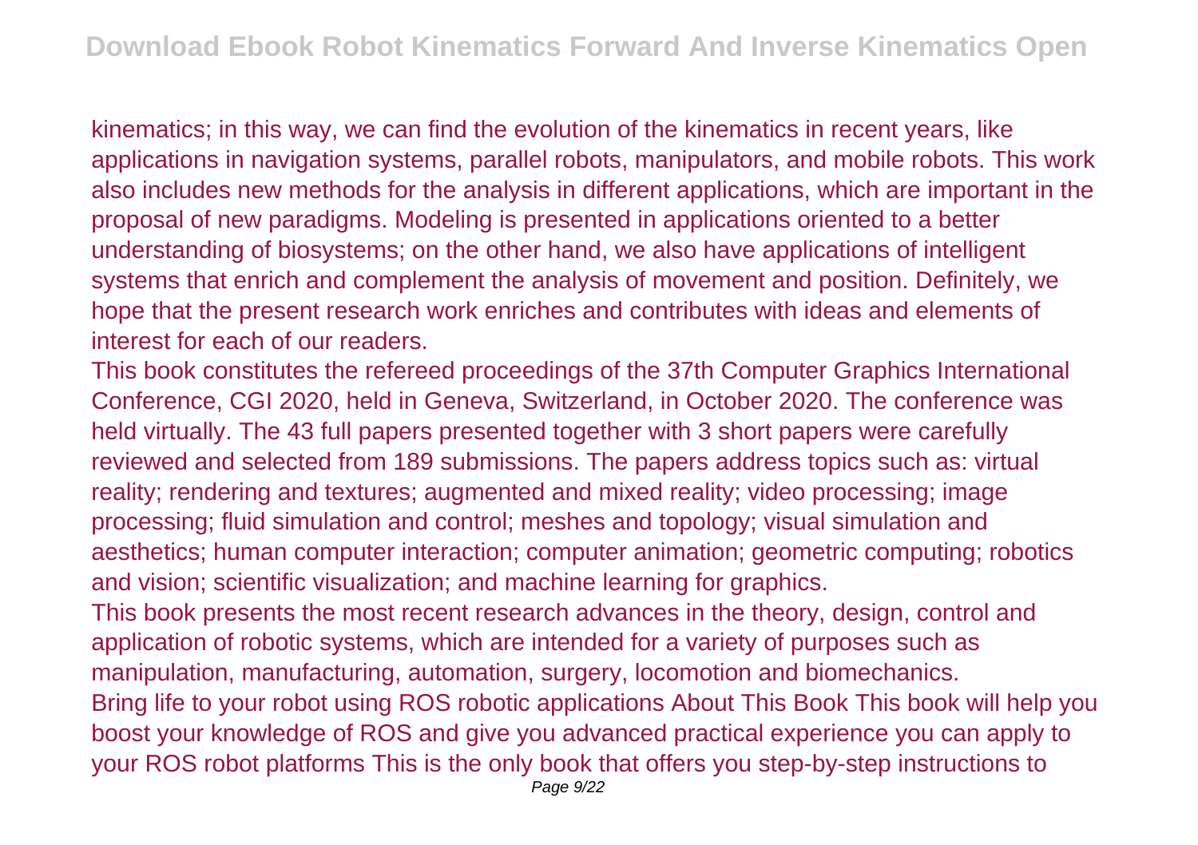kinematics; in this way, we can find the evolution of the kinematics in recent years, like applications in navigation systems, parallel robots, manipulators, and mobile robots. This work also includes new methods for the analysis in different applications, which are important in the proposal of new paradigms. Modeling is presented in applications oriented to a better understanding of biosystems; on the other hand, we also have applications of intelligent systems that enrich and complement the analysis of movement and position. Definitely, we hope that the present research work enriches and contributes with ideas and elements of interest for each of our readers.

This book constitutes the refereed proceedings of the 37th Computer Graphics International Conference, CGI 2020, held in Geneva, Switzerland, in October 2020. The conference was held virtually. The 43 full papers presented together with 3 short papers were carefully reviewed and selected from 189 submissions. The papers address topics such as: virtual reality; rendering and textures; augmented and mixed reality; video processing; image processing; fluid simulation and control; meshes and topology; visual simulation and aesthetics; human computer interaction; computer animation; geometric computing; robotics and vision; scientific visualization; and machine learning for graphics.

This book presents the most recent research advances in the theory, design, control and application of robotic systems, which are intended for a variety of purposes such as manipulation, manufacturing, automation, surgery, locomotion and biomechanics.

Bring life to your robot using ROS robotic applications About This Book This book will help you boost your knowledge of ROS and give you advanced practical experience you can apply to your ROS robot platforms This is the only book that offers you step-by-step instructions to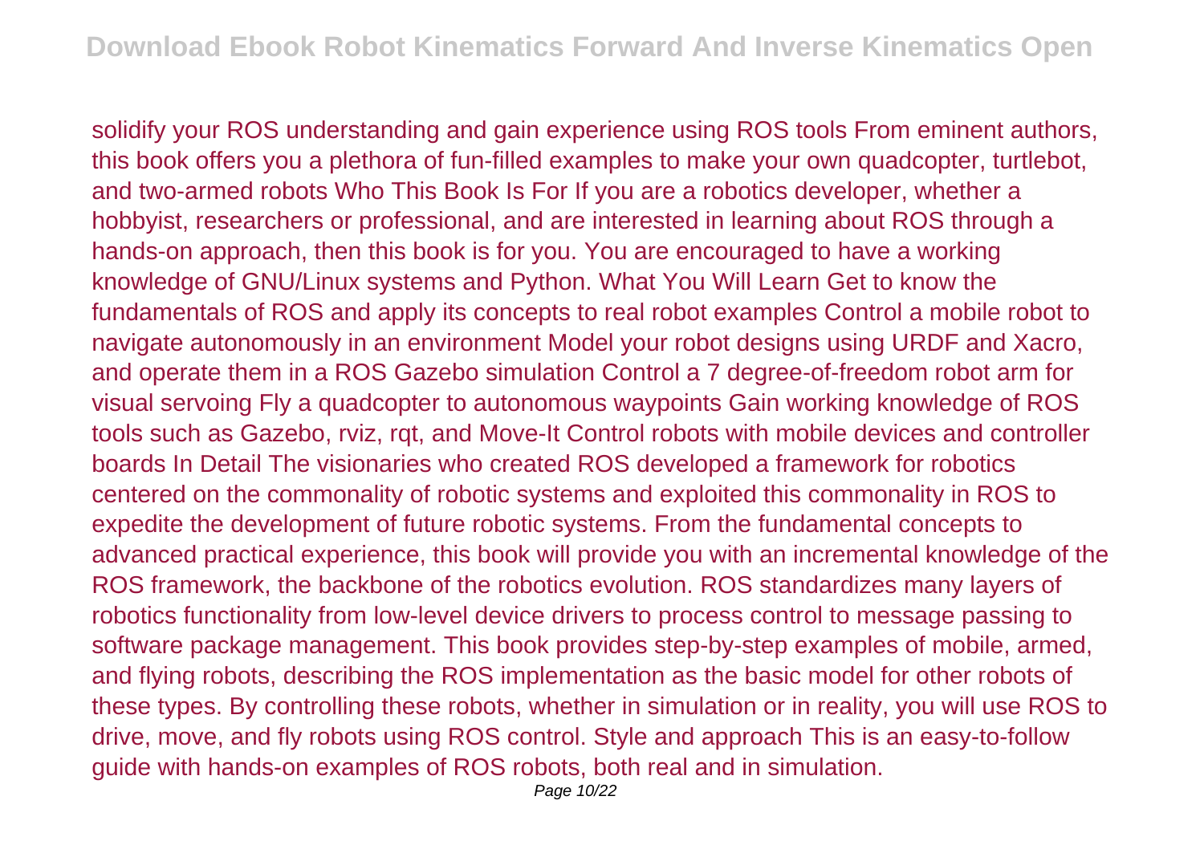solidify your ROS understanding and gain experience using ROS tools From eminent authors, this book offers you a plethora of fun-filled examples to make your own quadcopter, turtlebot, and two-armed robots Who This Book Is For If you are a robotics developer, whether a hobbyist, researchers or professional, and are interested in learning about ROS through a hands-on approach, then this book is for you. You are encouraged to have a working knowledge of GNU/Linux systems and Python. What You Will Learn Get to know the fundamentals of ROS and apply its concepts to real robot examples Control a mobile robot to navigate autonomously in an environment Model your robot designs using URDF and Xacro, and operate them in a ROS Gazebo simulation Control a 7 degree-of-freedom robot arm for visual servoing Fly a quadcopter to autonomous waypoints Gain working knowledge of ROS tools such as Gazebo, rviz, rqt, and Move-It Control robots with mobile devices and controller boards In Detail The visionaries who created ROS developed a framework for robotics centered on the commonality of robotic systems and exploited this commonality in ROS to expedite the development of future robotic systems. From the fundamental concepts to advanced practical experience, this book will provide you with an incremental knowledge of the ROS framework, the backbone of the robotics evolution. ROS standardizes many layers of robotics functionality from low-level device drivers to process control to message passing to software package management. This book provides step-by-step examples of mobile, armed, and flying robots, describing the ROS implementation as the basic model for other robots of these types. By controlling these robots, whether in simulation or in reality, you will use ROS to drive, move, and fly robots using ROS control. Style and approach This is an easy-to-follow guide with hands-on examples of ROS robots, both real and in simulation.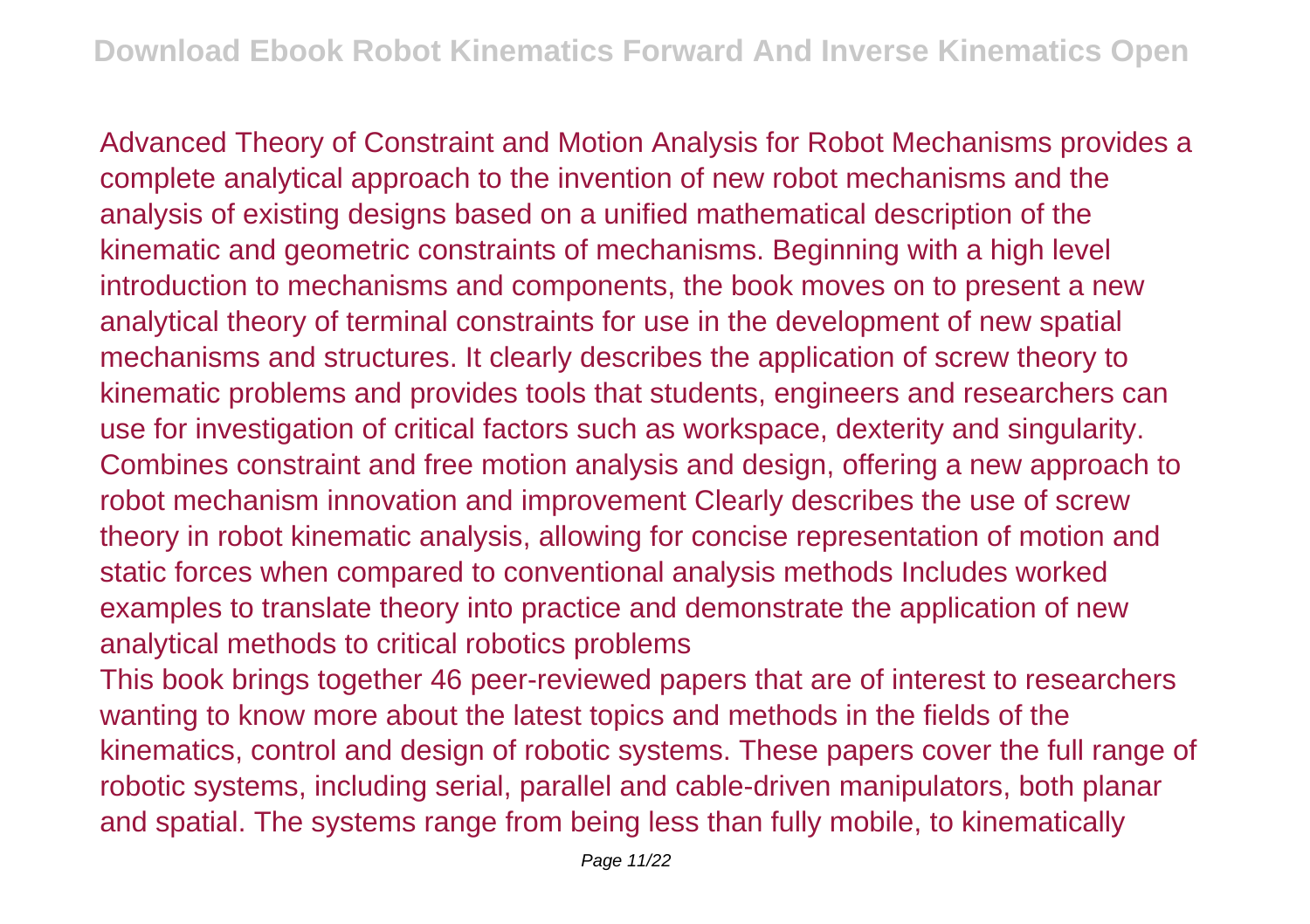Advanced Theory of Constraint and Motion Analysis for Robot Mechanisms provides a complete analytical approach to the invention of new robot mechanisms and the analysis of existing designs based on a unified mathematical description of the kinematic and geometric constraints of mechanisms. Beginning with a high level introduction to mechanisms and components, the book moves on to present a new analytical theory of terminal constraints for use in the development of new spatial mechanisms and structures. It clearly describes the application of screw theory to kinematic problems and provides tools that students, engineers and researchers can use for investigation of critical factors such as workspace, dexterity and singularity. Combines constraint and free motion analysis and design, offering a new approach to robot mechanism innovation and improvement Clearly describes the use of screw theory in robot kinematic analysis, allowing for concise representation of motion and static forces when compared to conventional analysis methods Includes worked examples to translate theory into practice and demonstrate the application of new analytical methods to critical robotics problems

This book brings together 46 peer-reviewed papers that are of interest to researchers wanting to know more about the latest topics and methods in the fields of the kinematics, control and design of robotic systems. These papers cover the full range of robotic systems, including serial, parallel and cable-driven manipulators, both planar and spatial. The systems range from being less than fully mobile, to kinematically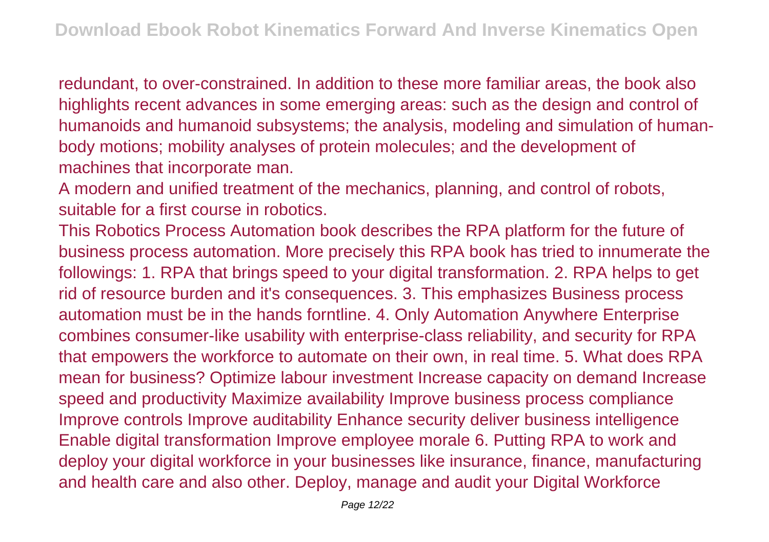redundant, to over-constrained. In addition to these more familiar areas, the book also highlights recent advances in some emerging areas: such as the design and control of humanoids and humanoid subsystems; the analysis, modeling and simulation of human-body motions; mobility analyses of protein molecules; and the development of machines that incorporate man.

A modern and unified treatment of the mechanics, planning, and control of robots, suitable for a first course in robotics.

This Robotics Process Automation book describes the RPA platform for the future of business process automation. More precisely this RPA book has tried to innumerate the followings: 1. RPA that brings speed to your digital transformation. 2. RPA helps to get rid of resource burden and it's consequences. 3. This emphasizes Business process automation must be in the hands forntline. 4. Only Automation Anywhere Enterprise combines consumer-like usability with enterprise-class reliability, and security for RPA that empowers the workforce to automate on their own, in real time. 5. What does RPA mean for business? Optimize labour investment Increase capacity on demand Increase speed and productivity Maximize availability Improve business process compliance Improve controls Improve auditability Enhance security deliver business intelligence Enable digital transformation Improve employee morale 6. Putting RPA to work and deploy your digital workforce in your businesses like insurance, finance, manufacturing and health care and also other. Deploy, manage and audit your Digital Workforce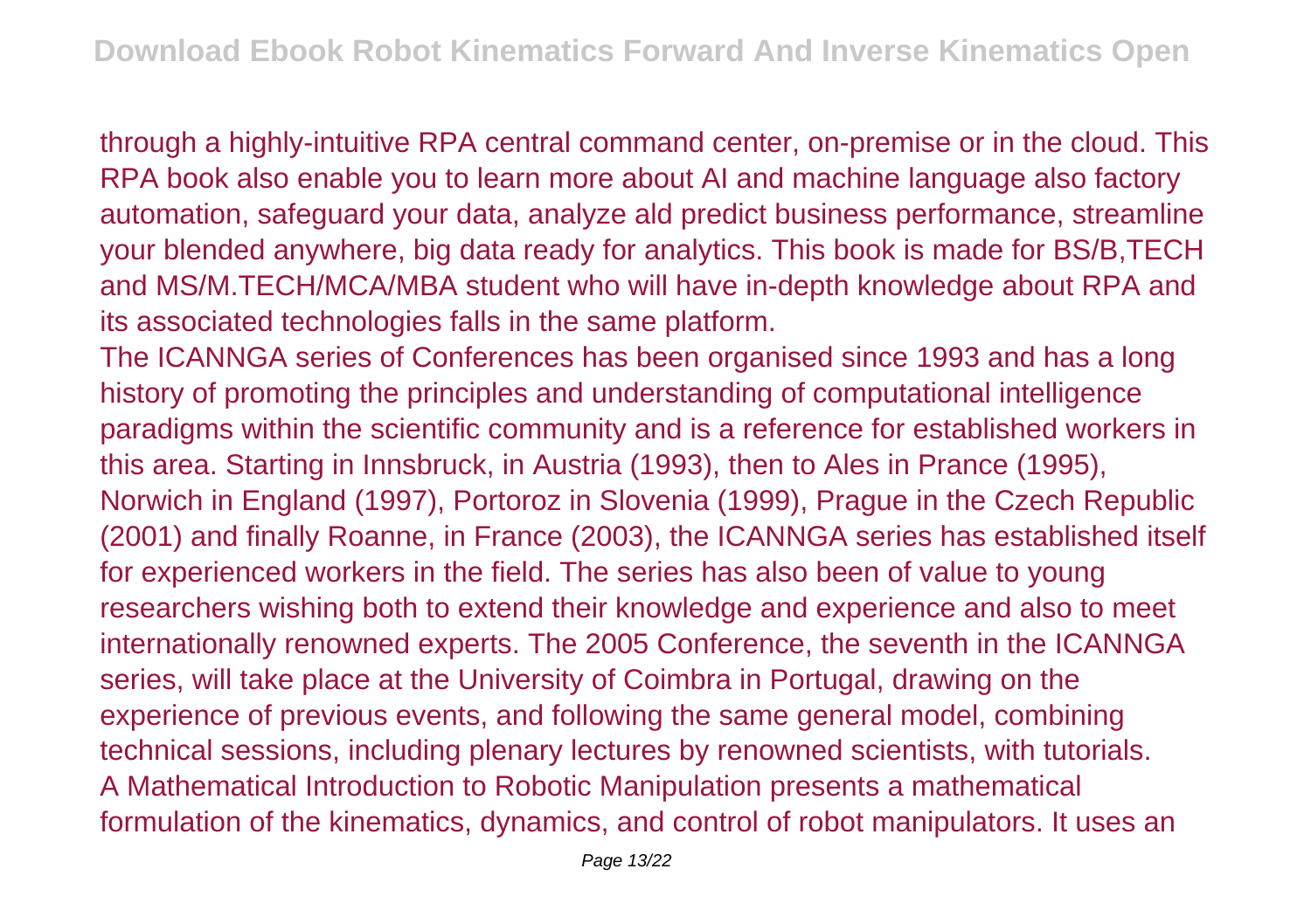through a highly-intuitive RPA central command center, on-premise or in the cloud. This RPA book also enable you to learn more about AI and machine language also factory automation, safeguard your data, analyze ald predict business performance, streamline your blended anywhere, big data ready for analytics. This book is made for BS/B,TECH and MS/M.TECH/MCA/MBA student who will have in-depth knowledge about RPA and its associated technologies falls in the same platform.

The ICANNGA series of Conferences has been organised since 1993 and has a long history of promoting the principles and understanding of computational intelligence paradigms within the scientific community and is a reference for established workers in this area. Starting in Innsbruck, in Austria (1993), then to Ales in Prance (1995), Norwich in England (1997), Portoroz in Slovenia (1999), Prague in the Czech Republic (2001) and finally Roanne, in France (2003), the ICANNGA series has established itself for experienced workers in the field. The series has also been of value to young researchers wishing both to extend their knowledge and experience and also to meet internationally renowned experts. The 2005 Conference, the seventh in the ICANNGA series, will take place at the University of Coimbra in Portugal, drawing on the experience of previous events, and following the same general model, combining technical sessions, including plenary lectures by renowned scientists, with tutorials.

A Mathematical Introduction to Robotic Manipulation presents a mathematical formulation of the kinematics, dynamics, and control of robot manipulators. It uses an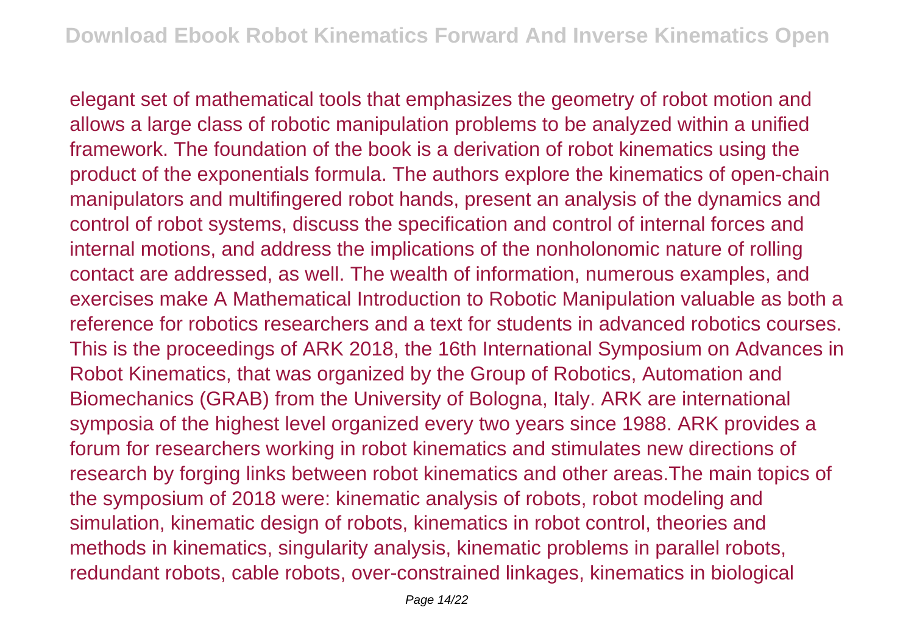elegant set of mathematical tools that emphasizes the geometry of robot motion and allows a large class of robotic manipulation problems to be analyzed within a unified framework. The foundation of the book is a derivation of robot kinematics using the product of the exponentials formula. The authors explore the kinematics of open-chain manipulators and multifingered robot hands, present an analysis of the dynamics and control of robot systems, discuss the specification and control of internal forces and internal motions, and address the implications of the nonholonomic nature of rolling contact are addressed, as well. The wealth of information, numerous examples, and exercises make A Mathematical Introduction to Robotic Manipulation valuable as both a reference for robotics researchers and a text for students in advanced robotics courses. This is the proceedings of ARK 2018, the 16th International Symposium on Advances in Robot Kinematics, that was organized by the Group of Robotics, Automation and Biomechanics (GRAB) from the University of Bologna, Italy. ARK are international symposia of the highest level organized every two years since 1988. ARK provides a forum for researchers working in robot kinematics and stimulates new directions of research by forging links between robot kinematics and other areas.The main topics of the symposium of 2018 were: kinematic analysis of robots, robot modeling and simulation, kinematic design of robots, kinematics in robot control, theories and methods in kinematics, singularity analysis, kinematic problems in parallel robots, redundant robots, cable robots, over-constrained linkages, kinematics in biological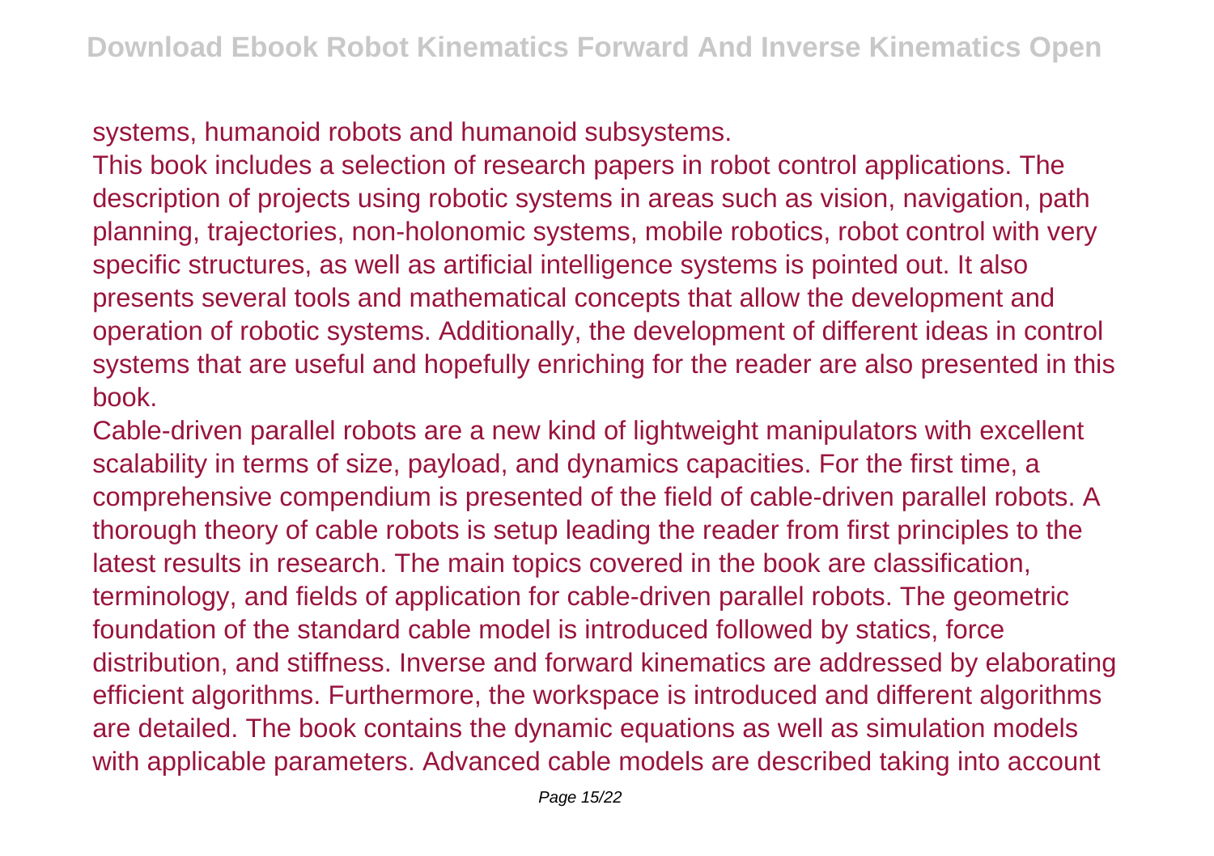systems, humanoid robots and humanoid subsystems.

This book includes a selection of research papers in robot control applications. The description of projects using robotic systems in areas such as vision, navigation, path planning, trajectories, non-holonomic systems, mobile robotics, robot control with very specific structures, as well as artificial intelligence systems is pointed out. It also presents several tools and mathematical concepts that allow the development and operation of robotic systems. Additionally, the development of different ideas in control systems that are useful and hopefully enriching for the reader are also presented in this book.

Cable-driven parallel robots are a new kind of lightweight manipulators with excellent scalability in terms of size, payload, and dynamics capacities. For the first time, a comprehensive compendium is presented of the field of cable-driven parallel robots. A thorough theory of cable robots is setup leading the reader from first principles to the latest results in research. The main topics covered in the book are classification, terminology, and fields of application for cable-driven parallel robots. The geometric foundation of the standard cable model is introduced followed by statics, force distribution, and stiffness. Inverse and forward kinematics are addressed by elaborating efficient algorithms. Furthermore, the workspace is introduced and different algorithms are detailed. The book contains the dynamic equations as well as simulation models with applicable parameters. Advanced cable models are described taking into account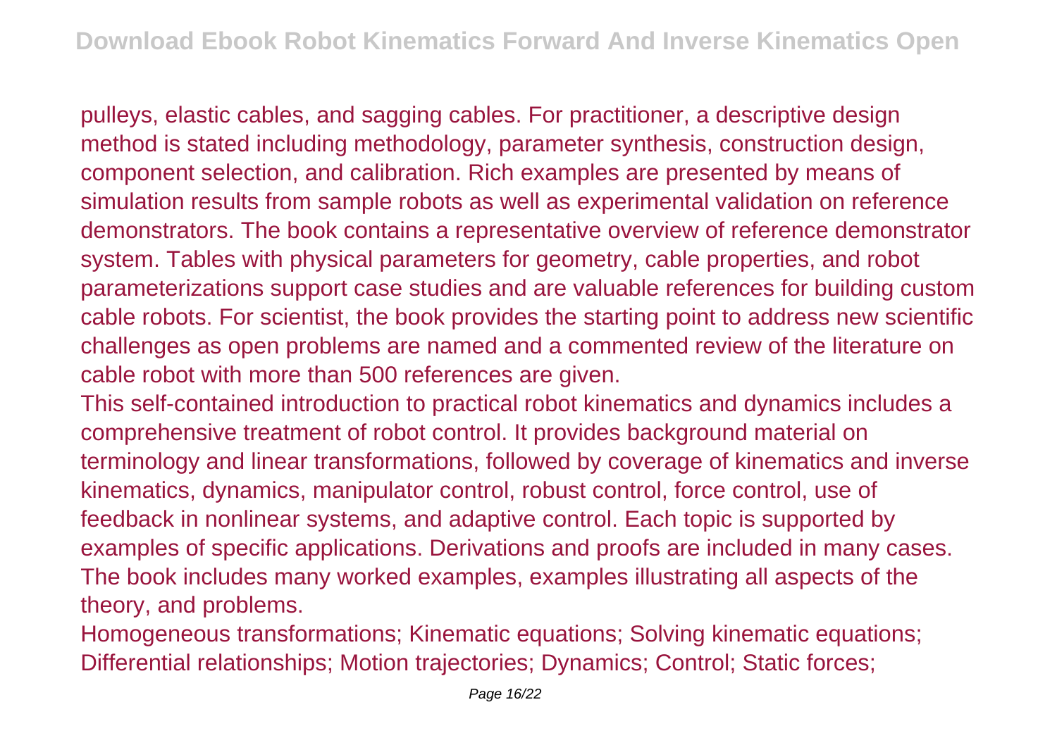pulleys, elastic cables, and sagging cables. For practitioner, a descriptive design method is stated including methodology, parameter synthesis, construction design, component selection, and calibration. Rich examples are presented by means of simulation results from sample robots as well as experimental validation on reference demonstrators. The book contains a representative overview of reference demonstrator system. Tables with physical parameters for geometry, cable properties, and robot parameterizations support case studies and are valuable references for building custom cable robots. For scientist, the book provides the starting point to address new scientific challenges as open problems are named and a commented review of the literature on cable robot with more than 500 references are given.

This self-contained introduction to practical robot kinematics and dynamics includes a comprehensive treatment of robot control. It provides background material on terminology and linear transformations, followed by coverage of kinematics and inverse kinematics, dynamics, manipulator control, robust control, force control, use of feedback in nonlinear systems, and adaptive control. Each topic is supported by examples of specific applications. Derivations and proofs are included in many cases. The book includes many worked examples, examples illustrating all aspects of the theory, and problems.

Homogeneous transformations; Kinematic equations; Solving kinematic equations; Differential relationships; Motion trajectories; Dynamics; Control; Static forces;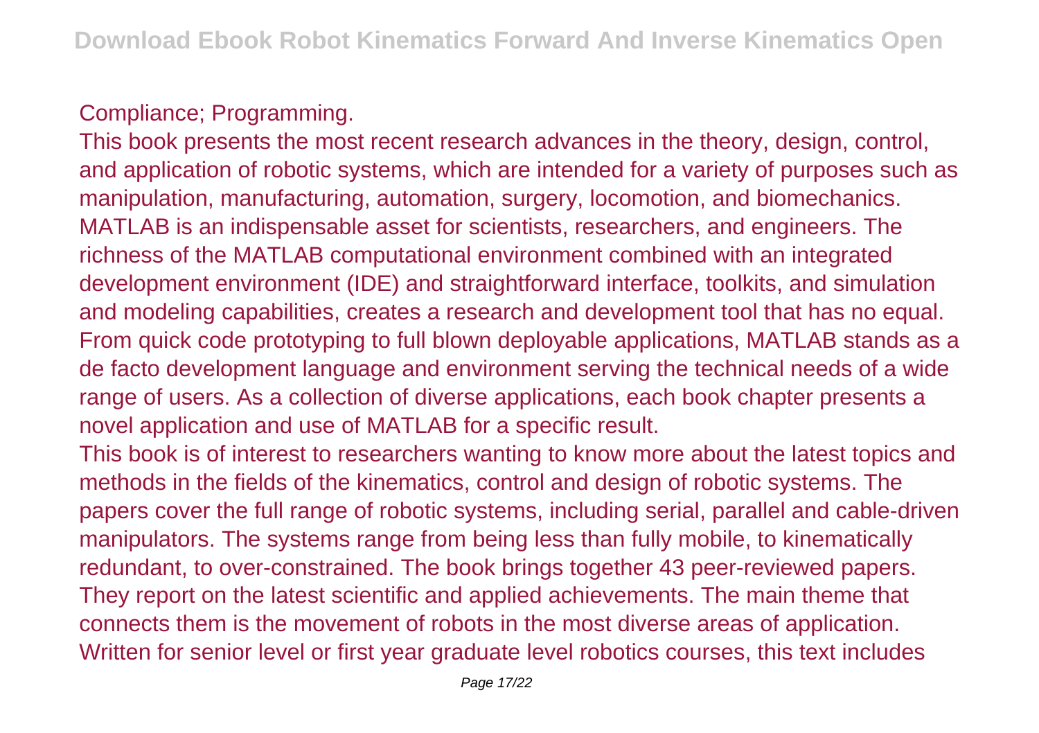Compliance; Programming.

This book presents the most recent research advances in the theory, design, control, and application of robotic systems, which are intended for a variety of purposes such as manipulation, manufacturing, automation, surgery, locomotion, and biomechanics.

MATLAB is an indispensable asset for scientists, researchers, and engineers. The richness of the MATLAB computational environment combined with an integrated development environment (IDE) and straightforward interface, toolkits, and simulation and modeling capabilities, creates a research and development tool that has no equal. From quick code prototyping to full blown deployable applications, MATLAB stands as a de facto development language and environment serving the technical needs of a wide range of users. As a collection of diverse applications, each book chapter presents a novel application and use of MATLAB for a specific result.

This book is of interest to researchers wanting to know more about the latest topics and methods in the fields of the kinematics, control and design of robotic systems. The papers cover the full range of robotic systems, including serial, parallel and cable-driven manipulators. The systems range from being less than fully mobile, to kinematically redundant, to over-constrained. The book brings together 43 peer-reviewed papers. They report on the latest scientific and applied achievements. The main theme that connects them is the movement of robots in the most diverse areas of application.

Written for senior level or first year graduate level robotics courses, this text includes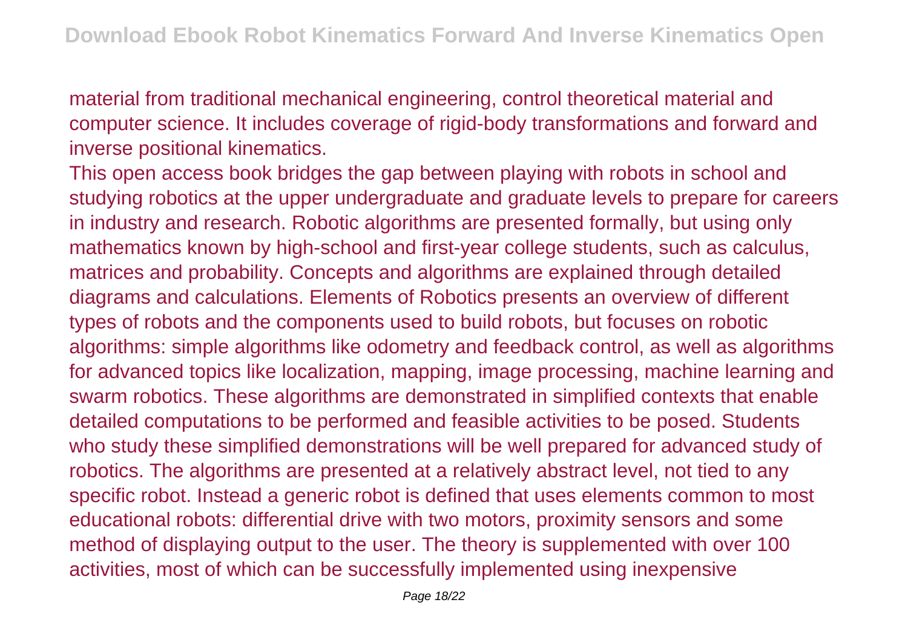material from traditional mechanical engineering, control theoretical material and computer science. It includes coverage of rigid-body transformations and forward and inverse positional kinematics.

This open access book bridges the gap between playing with robots in school and studying robotics at the upper undergraduate and graduate levels to prepare for careers in industry and research. Robotic algorithms are presented formally, but using only mathematics known by high-school and first-year college students, such as calculus, matrices and probability. Concepts and algorithms are explained through detailed diagrams and calculations. Elements of Robotics presents an overview of different types of robots and the components used to build robots, but focuses on robotic algorithms: simple algorithms like odometry and feedback control, as well as algorithms for advanced topics like localization, mapping, image processing, machine learning and swarm robotics. These algorithms are demonstrated in simplified contexts that enable detailed computations to be performed and feasible activities to be posed. Students who study these simplified demonstrations will be well prepared for advanced study of robotics. The algorithms are presented at a relatively abstract level, not tied to any specific robot. Instead a generic robot is defined that uses elements common to most educational robots: differential drive with two motors, proximity sensors and some method of displaying output to the user. The theory is supplemented with over 100 activities, most of which can be successfully implemented using inexpensive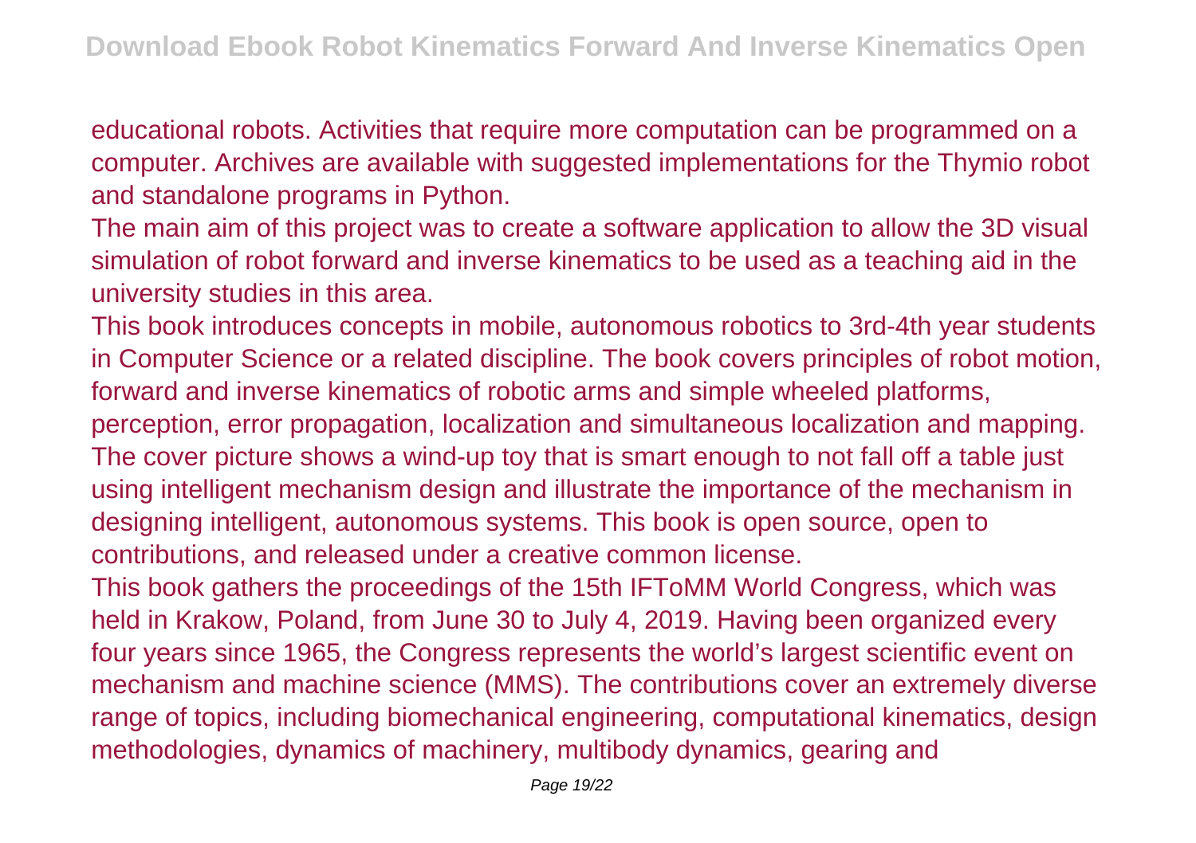educational robots. Activities that require more computation can be programmed on a computer. Archives are available with suggested implementations for the Thymio robot and standalone programs in Python.

The main aim of this project was to create a software application to allow the 3D visual simulation of robot forward and inverse kinematics to be used as a teaching aid in the university studies in this area.

This book introduces concepts in mobile, autonomous robotics to 3rd-4th year students in Computer Science or a related discipline. The book covers principles of robot motion, forward and inverse kinematics of robotic arms and simple wheeled platforms, perception, error propagation, localization and simultaneous localization and mapping. The cover picture shows a wind-up toy that is smart enough to not fall off a table just using intelligent mechanism design and illustrate the importance of the mechanism in designing intelligent, autonomous systems. This book is open source, open to contributions, and released under a creative common license.

This book gathers the proceedings of the 15th IFToMM World Congress, which was held in Krakow, Poland, from June 30 to July 4, 2019. Having been organized every four years since 1965, the Congress represents the world's largest scientific event on mechanism and machine science (MMS). The contributions cover an extremely diverse range of topics, including biomechanical engineering, computational kinematics, design methodologies, dynamics of machinery, multibody dynamics, gearing and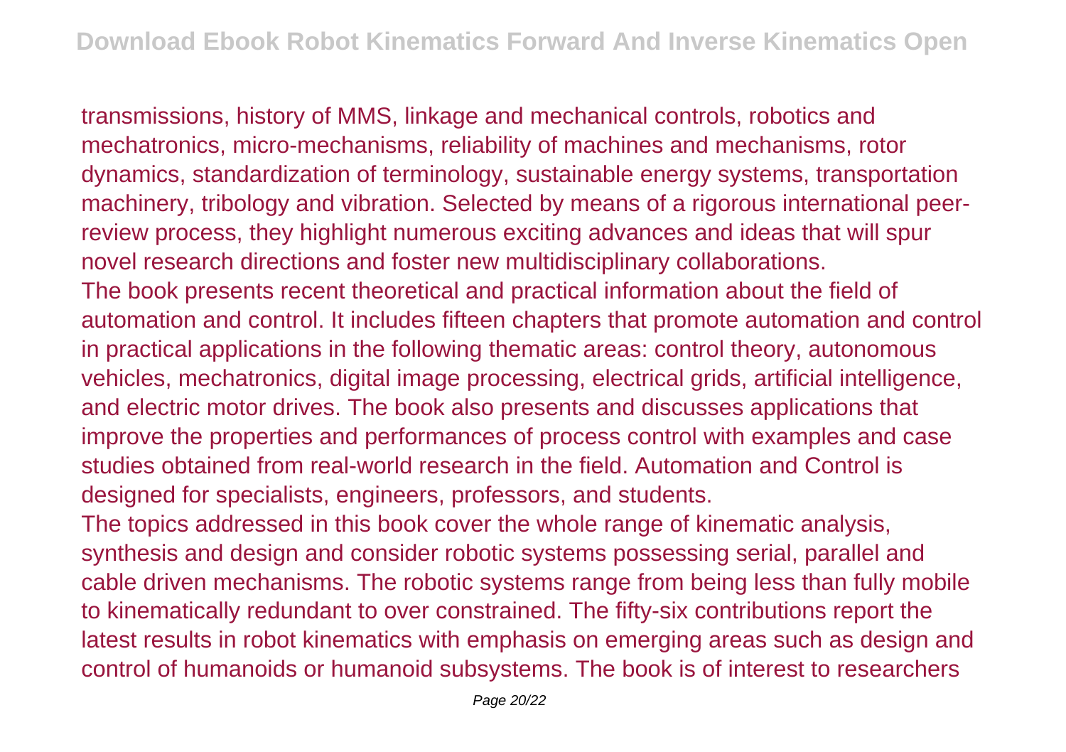transmissions, history of MMS, linkage and mechanical controls, robotics and mechatronics, micro-mechanisms, reliability of machines and mechanisms, rotor dynamics, standardization of terminology, sustainable energy systems, transportation machinery, tribology and vibration. Selected by means of a rigorous international peer-review process, they highlight numerous exciting advances and ideas that will spur novel research directions and foster new multidisciplinary collaborations.

The book presents recent theoretical and practical information about the field of automation and control. It includes fifteen chapters that promote automation and control in practical applications in the following thematic areas: control theory, autonomous vehicles, mechatronics, digital image processing, electrical grids, artificial intelligence, and electric motor drives. The book also presents and discusses applications that improve the properties and performances of process control with examples and case studies obtained from real-world research in the field. Automation and Control is designed for specialists, engineers, professors, and students.

The topics addressed in this book cover the whole range of kinematic analysis, synthesis and design and consider robotic systems possessing serial, parallel and cable driven mechanisms. The robotic systems range from being less than fully mobile to kinematically redundant to over constrained. The fifty-six contributions report the latest results in robot kinematics with emphasis on emerging areas such as design and control of humanoids or humanoid subsystems. The book is of interest to researchers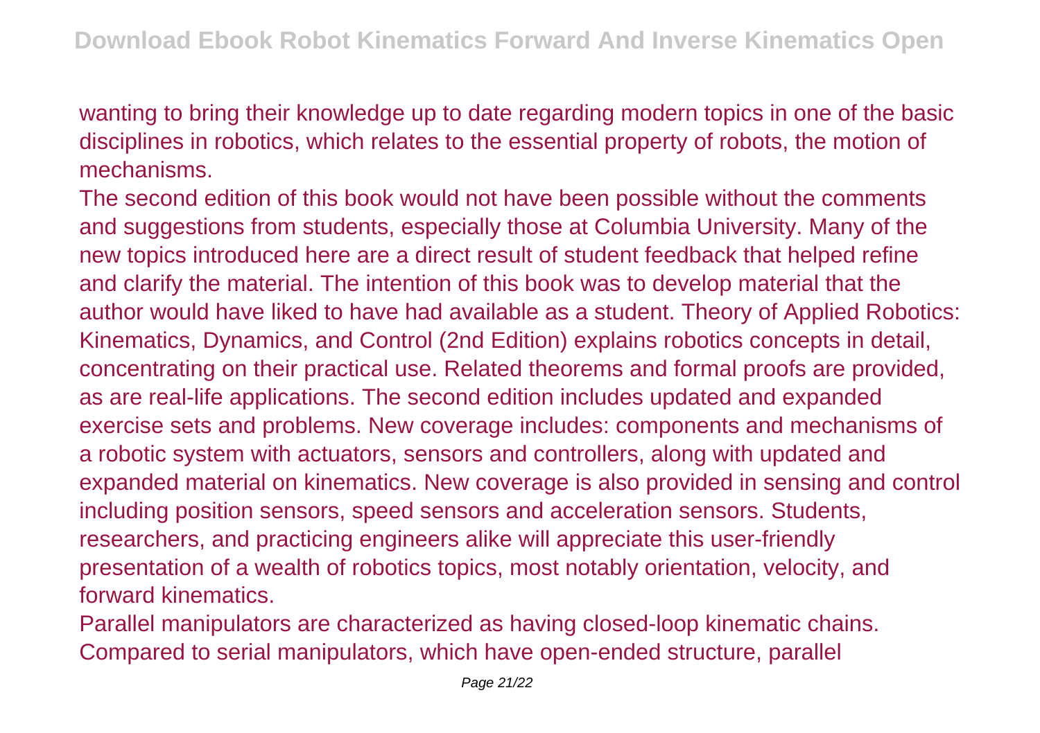wanting to bring their knowledge up to date regarding modern topics in one of the basic disciplines in robotics, which relates to the essential property of robots, the motion of mechanisms.

The second edition of this book would not have been possible without the comments and suggestions from students, especially those at Columbia University. Many of the new topics introduced here are a direct result of student feedback that helped refine and clarify the material. The intention of this book was to develop material that the author would have liked to have had available as a student. Theory of Applied Robotics: Kinematics, Dynamics, and Control (2nd Edition) explains robotics concepts in detail, concentrating on their practical use. Related theorems and formal proofs are provided, as are real-life applications. The second edition includes updated and expanded exercise sets and problems. New coverage includes: components and mechanisms of a robotic system with actuators, sensors and controllers, along with updated and expanded material on kinematics. New coverage is also provided in sensing and control including position sensors, speed sensors and acceleration sensors. Students, researchers, and practicing engineers alike will appreciate this user-friendly presentation of a wealth of robotics topics, most notably orientation, velocity, and forward kinematics.

Parallel manipulators are characterized as having closed-loop kinematic chains. Compared to serial manipulators, which have open-ended structure, parallel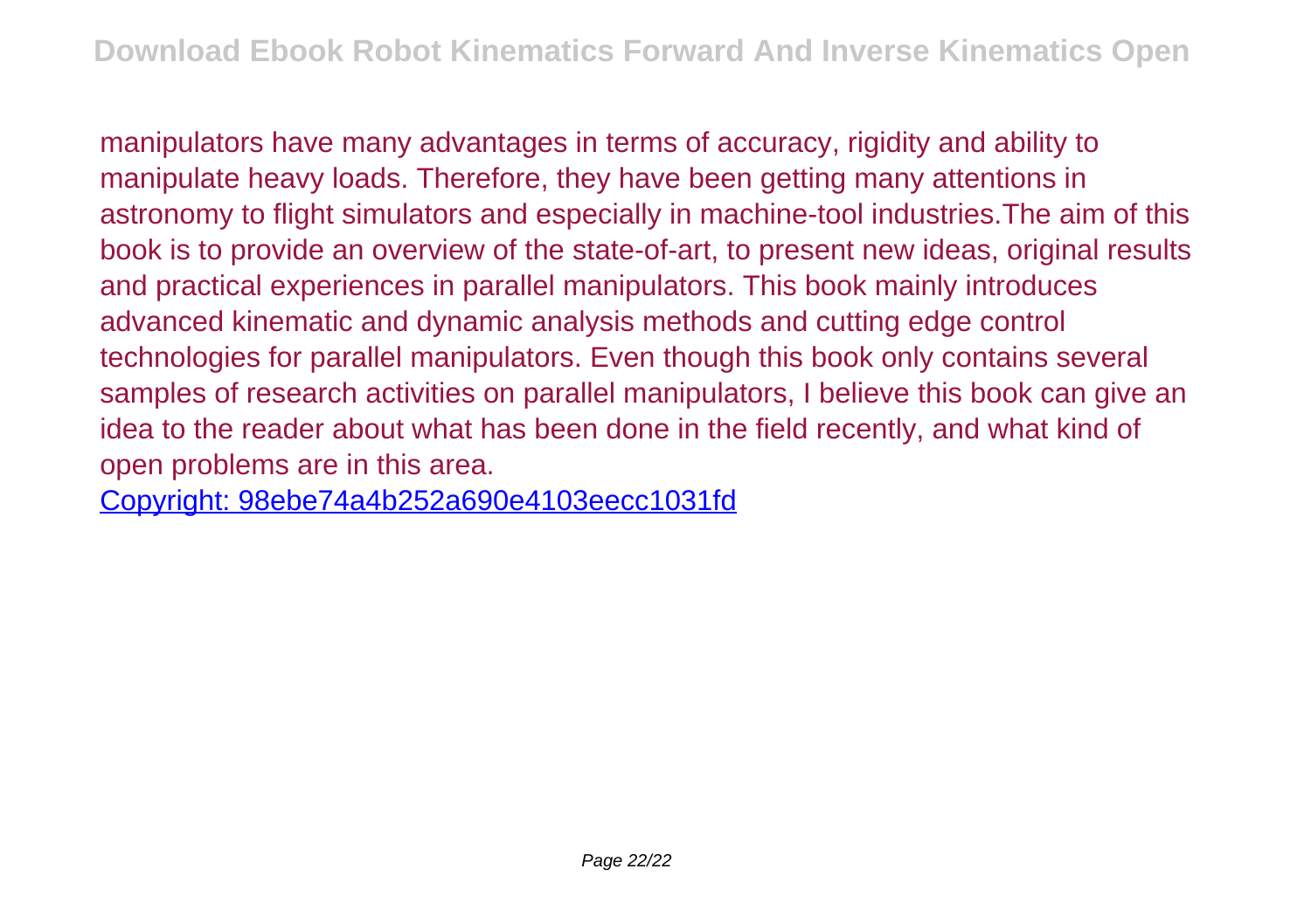manipulators have many advantages in terms of accuracy, rigidity and ability to manipulate heavy loads. Therefore, they have been getting many attentions in astronomy to flight simulators and especially in machine-tool industries.The aim of this book is to provide an overview of the state-of-art, to present new ideas, original results and practical experiences in parallel manipulators. This book mainly introduces advanced kinematic and dynamic analysis methods and cutting edge control technologies for parallel manipulators. Even though this book only contains several samples of research activities on parallel manipulators, I believe this book can give an idea to the reader about what has been done in the field recently, and what kind of open problems are in this area.

Copyright: 98ebe74a4b252a690e4103eecc1031fd